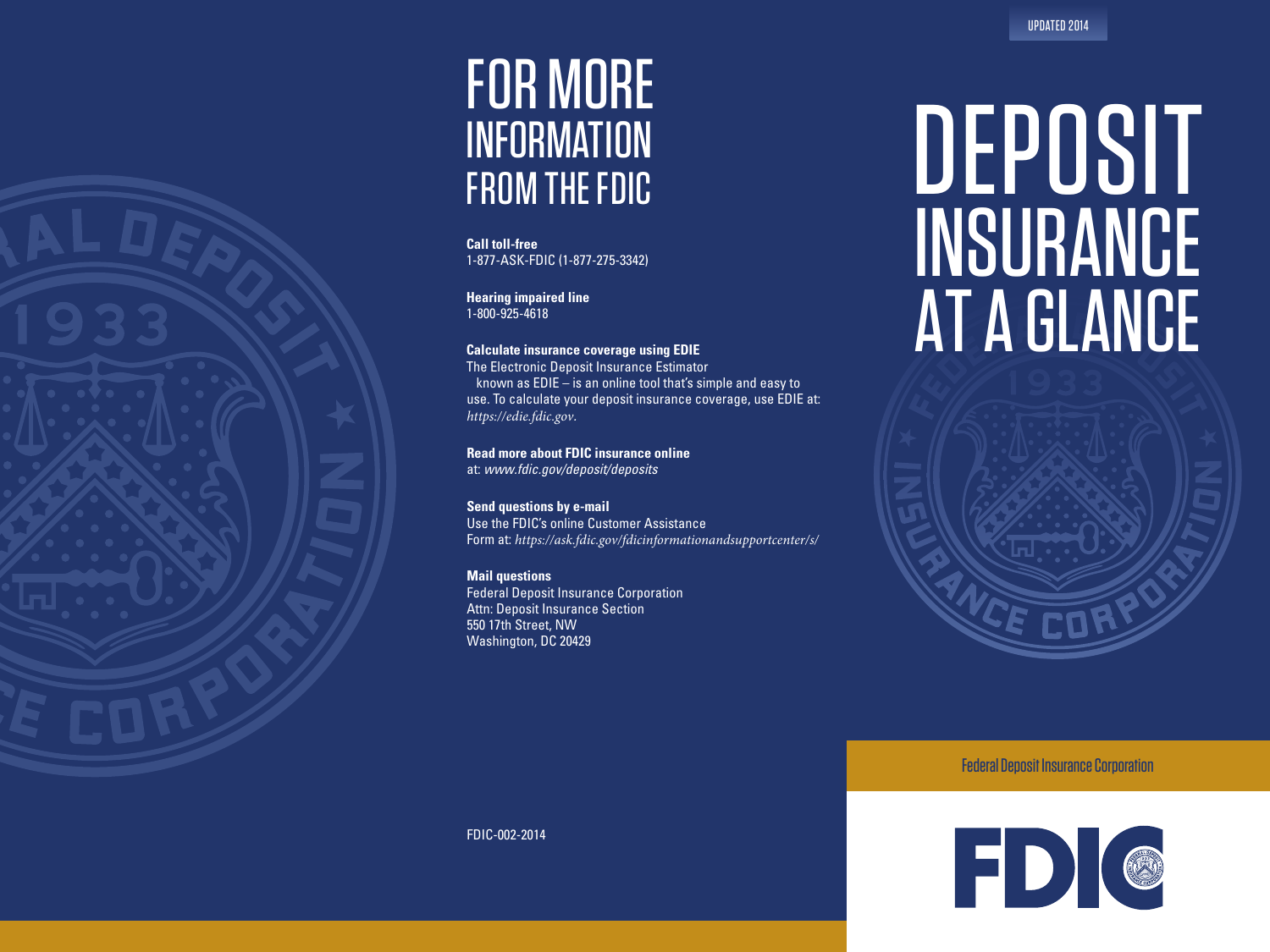# FOR MORE INFORMATION FROM THE FDIC

**Call toll-free**
1-877-ASK-FDIC (1-877-275-3342)

**Hearing impaired line**
1-800-925-4618

**Calculate insurance coverage using EDIE**
The Electronic Deposit Insurance Estimator
known as EDIE – is an online tool that's simple and easy to use. To calculate your deposit insurance coverage, use EDIE at: *https://edie.fdic.gov*.

**Read more about FDIC insurance online**
at: *www.fdic.gov/deposit/deposits*

**Send questions by e-mail**
Use the FDIC's online Customer Assistance Form at: *https://ask.fdic.gov/fdicinformationandsupportcenter/s/*

**Mail questions**
Federal Deposit Insurance Corporation
Attn: Deposit Insurance Section
550 17th Street, NW
Washington, DC 20429

FDIC-002-2014

UPDATED 2014

# DEPOSIT INSURANCE AT A GLANCE

Federal Deposit Insurance Corporation

FDIC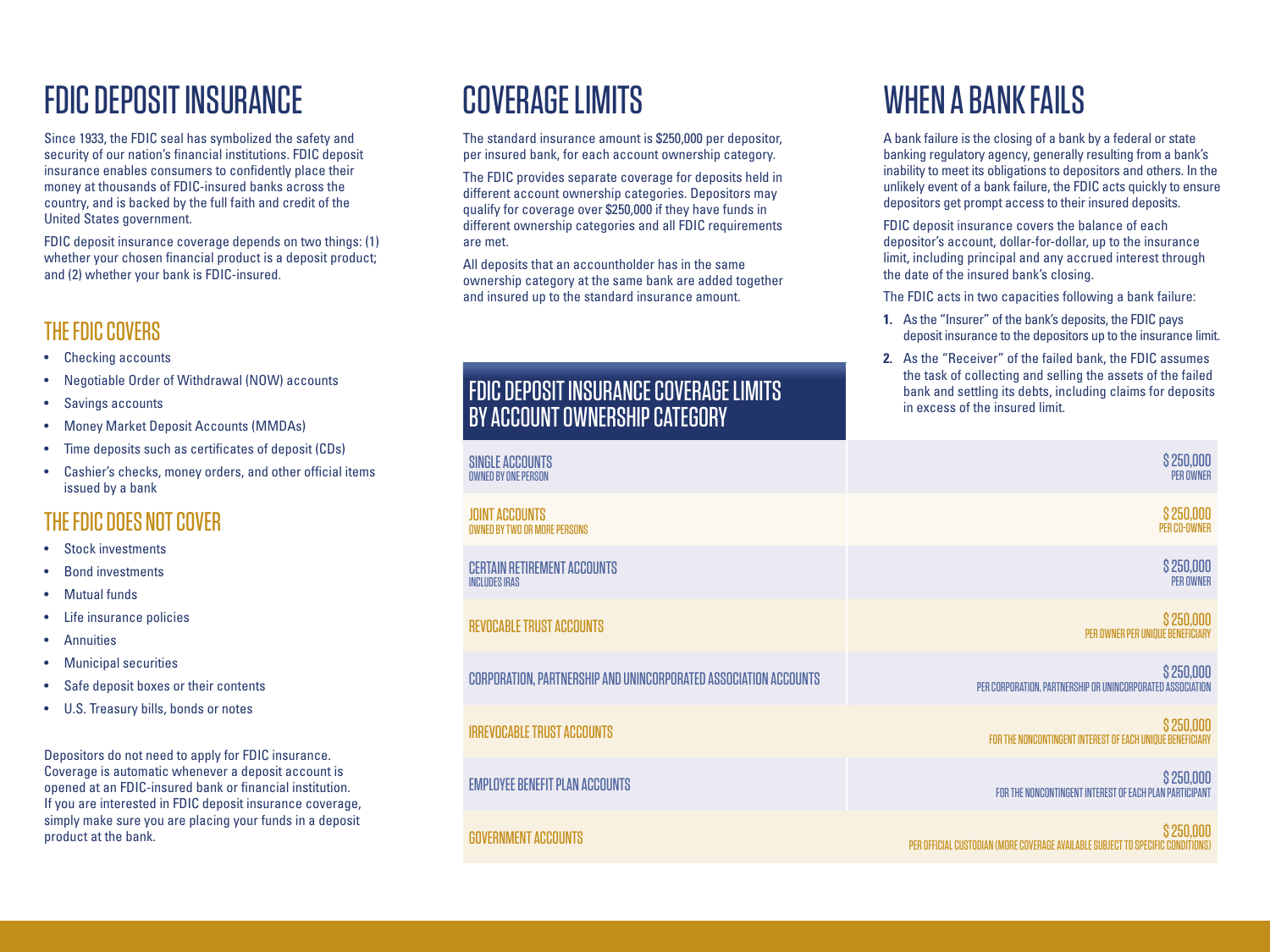# FDIC DEPOSIT INSURANCE

Since 1933, the FDIC seal has symbolized the safety and security of our nation's financial institutions. FDIC deposit insurance enables consumers to confidently place their money at thousands of FDIC-insured banks across the country, and is backed by the full faith and credit of the United States government.

FDIC deposit insurance coverage depends on two things: (1) whether your chosen financial product is a deposit product; and (2) whether your bank is FDIC-insured.

## THE FDIC COVERS

- Checking accounts
- Negotiable Order of Withdrawal (NOW) accounts
- Savings accounts
- Money Market Deposit Accounts (MMDAs)
- Time deposits such as certificates of deposit (CDs)
- Cashier's checks, money orders, and other official items issued by a bank

## THE FDIC DOES NOT COVER

- Stock investments
- Bond investments
- Mutual funds
- Life insurance policies
- Annuities
- Municipal securities
- Safe deposit boxes or their contents
- U.S. Treasury bills, bonds or notes

Depositors do not need to apply for FDIC insurance. Coverage is automatic whenever a deposit account is opened at an FDIC-insured bank or financial institution. If you are interested in FDIC deposit insurance coverage, simply make sure you are placing your funds in a deposit product at the bank.

# COVERAGE LIMITS

The standard insurance amount is $250,000 per depositor, per insured bank, for each account ownership category.

The FDIC provides separate coverage for deposits held in different account ownership categories. Depositors may qualify for coverage over $250,000 if they have funds in different ownership categories and all FDIC requirements are met.

All deposits that an accountholder has in the same ownership category at the same bank are added together and insured up to the standard insurance amount.

# WHEN A BANK FAILS

A bank failure is the closing of a bank by a federal or state banking regulatory agency, generally resulting from a bank's inability to meet its obligations to depositors and others. In the unlikely event of a bank failure, the FDIC acts quickly to ensure depositors get prompt access to their insured deposits.

FDIC deposit insurance covers the balance of each depositor's account, dollar-for-dollar, up to the insurance limit, including principal and any accrued interest through the date of the insured bank's closing.

The FDIC acts in two capacities following a bank failure:

1. As the "Insurer" of the bank's deposits, the FDIC pays deposit insurance to the depositors up to the insurance limit.
2. As the "Receiver" of the failed bank, the FDIC assumes the task of collecting and selling the assets of the failed bank and settling its debts, including claims for deposits in excess of the insured limit.

## FDIC DEPOSIT INSURANCE COVERAGE LIMITS BY ACCOUNT OWNERSHIP CATEGORY

| | |
|---|---|
| SINGLE ACCOUNTS<br>OWNED BY ONE PERSON | $250,000<br>PER OWNER |
| JOINT ACCOUNTS<br>OWNED BY TWO OR MORE PERSONS | $250,000<br>PER CO-OWNER |
| CERTAIN RETIREMENT ACCOUNTS<br>INCLUDES IRAS | $250,000<br>PER OWNER |
| REVOCABLE TRUST ACCOUNTS | $250,000<br>PER OWNER PER UNIQUE BENEFICIARY |
| CORPORATION, PARTNERSHIP AND UNINCORPORATED ASSOCIATION ACCOUNTS | $250,000<br>PER CORPORATION, PARTNERSHIP OR UNINCORPORATED ASSOCIATION |
| IRREVOCABLE TRUST ACCOUNTS | $250,000<br>FOR THE NONCONTINGENT INTEREST OF EACH UNIQUE BENEFICIARY |
| EMPLOYEE BENEFIT PLAN ACCOUNTS | $250,000<br>FOR THE NONCONTINGENT INTEREST OF EACH PLAN PARTICIPANT |
| GOVERNMENT ACCOUNTS | $250,000<br>PER OFFICIAL CUSTODIAN (MORE COVERAGE AVAILABLE SUBJECT TO SPECIFIC CONDITIONS) |